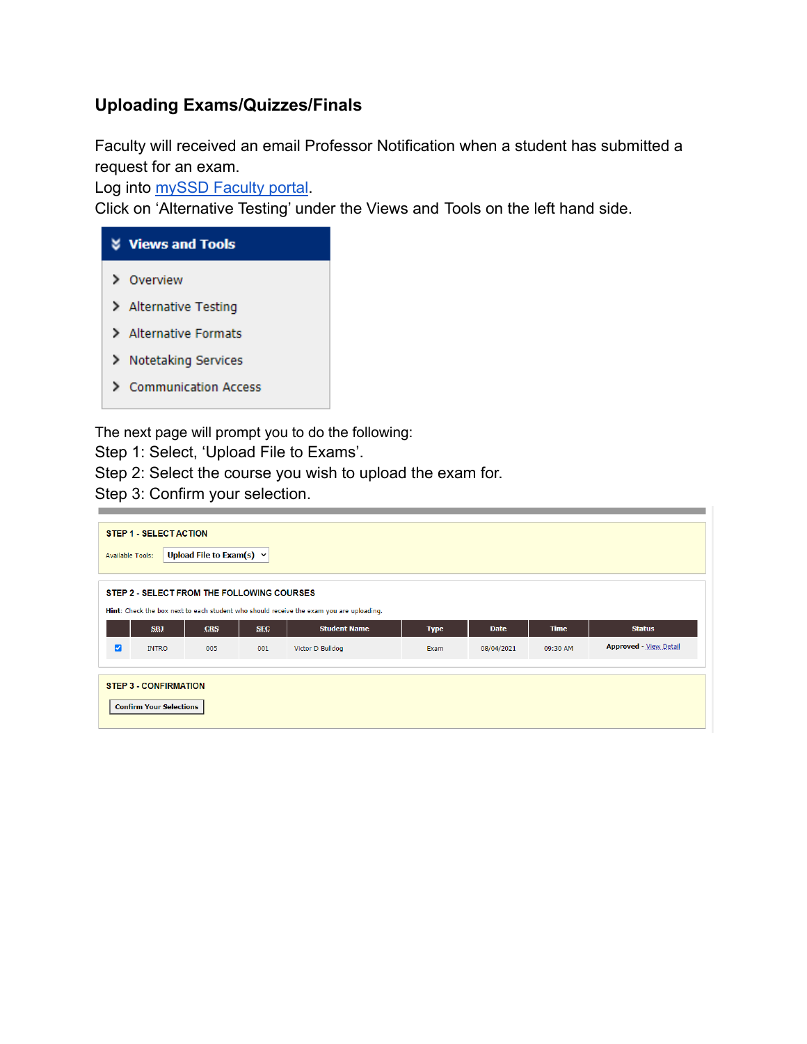## Uploading Exams/Quizzes/Finals

Faculty will received an email Professor Notification when a student has submitted a request for an exam.
Log into mySSD Faculty portal.
Click on 'Alternative Testing' under the Views and Tools on the left hand side.

**Views and Tools**

- Overview
- Alternative Testing
- Alternative Formats
- Notetaking Services
- Communication Access

The next page will prompt you to do the following:
Step 1: Select, 'Upload File to Exams'.
Step 2: Select the course you wish to upload the exam for.
Step 3: Confirm your selection.

**STEP 1 - SELECT ACTION**

Available Tools: Upload File to Exam(s)

**STEP 2 - SELECT FROM THE FOLLOWING COURSES**

**Hint**: Check the box next to each student who should receive the exam you are uploading.

| | SBJ | CRS | SEC | Student Name | Type | Date | Time | Status |
|---|---|---|---|---|---|---|---|---|
| ☑ | INTRO | 005 | 001 | Victor D Bulldog | Exam | 08/04/2021 | 09:30 AM | **Approved** - View Detail |

**STEP 3 - CONFIRMATION**

Confirm Your Selections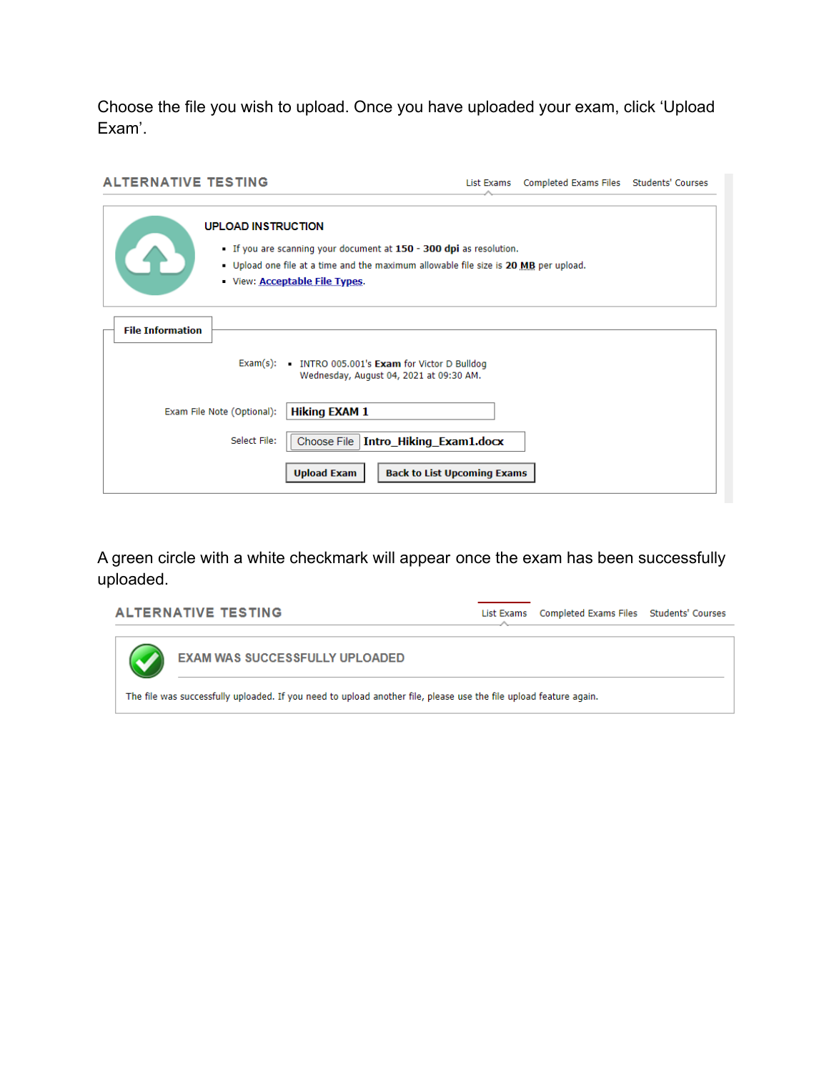Choose the file you wish to upload. Once you have uploaded your exam, click 'Upload Exam'.

ALTERNATIVE TESTING

List Exams | Completed Exams Files | Students' Courses

**UPLOAD INSTRUCTION**

- If you are scanning your document at **150** - **300 dpi** as resolution.
- Upload one file at a time and the maximum allowable file size is **20 MB** per upload.
- View: Acceptable File Types.

**File Information**

Exam(s):
- INTRO 005.001's **Exam** for Victor D Bulldog Wednesday, August 04, 2021 at 09:30 AM.

Exam File Note (Optional): **Hiking EXAM 1**

Select File: Choose File **Intro_Hiking_Exam1.docx**

**Upload Exam** | **Back to List Upcoming Exams**

A green circle with a white checkmark will appear once the exam has been successfully uploaded.

ALTERNATIVE TESTING

List Exams | Completed Exams Files | Students' Courses

**EXAM WAS SUCCESSFULLY UPLOADED**

The file was successfully uploaded. If you need to upload another file, please use the file upload feature again.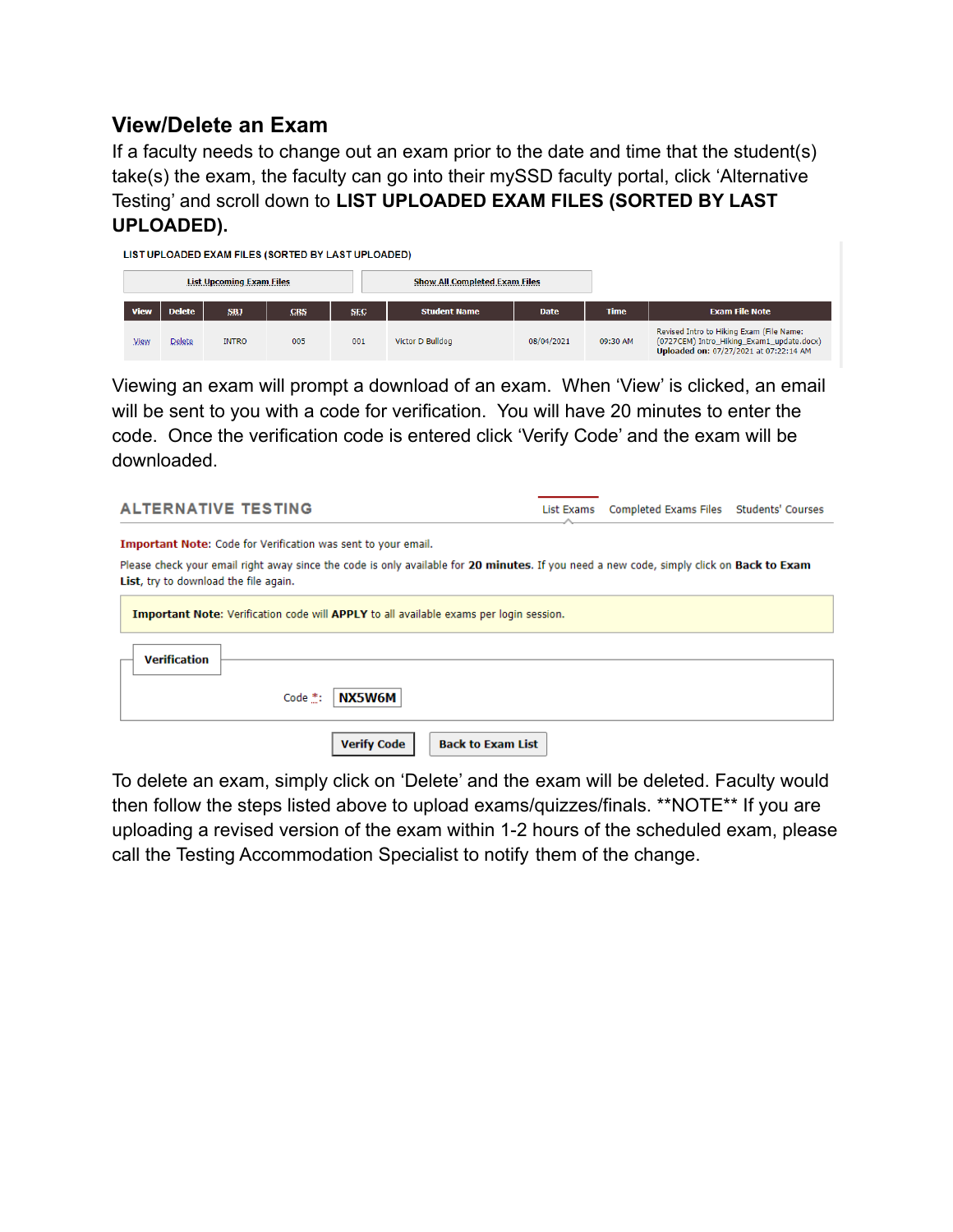## View/Delete an Exam

If a faculty needs to change out an exam prior to the date and time that the student(s) take(s) the exam, the faculty can go into their mySSD faculty portal, click 'Alternative Testing' and scroll down to **LIST UPLOADED EXAM FILES (SORTED BY LAST UPLOADED).**

LIST UPLOADED EXAM FILES (SORTED BY LAST UPLOADED)

List Upcoming Exam Files | Show All Completed Exam Files

| View | Delete | SBJ | CRS | SEC | Student Name | Date | Time | Exam File Note |
|---|---|---|---|---|---|---|---|---|
| View | Delete | INTRO | 005 | 001 | Victor D Bulldog | 08/04/2021 | 09:30 AM | Revised Intro to Hiking Exam (File Name: [0727CEM] Intro_Hiking_Exam1_update.docx) **Uploaded on:** 07/27/2021 at 07:22:14 AM |

Viewing an exam will prompt a download of an exam. When 'View' is clicked, an email will be sent to you with a code for verification. You will have 20 minutes to enter the code. Once the verification code is entered click 'Verify Code' and the exam will be downloaded.

ALTERNATIVE TESTING

List Exams | Completed Exams Files | Students' Courses

**Important Note:** Code for Verification was sent to your email.

Please check your email right away since the code is only available for **20 minutes**. If you need a new code, simply click on **Back to Exam List**, try to download the file again.

**Important Note:** Verification code will **APPLY** to all available exams per login session.

**Verification**

Code *: NX5W6M

Verify Code | Back to Exam List

To delete an exam, simply click on 'Delete' and the exam will be deleted. Faculty would then follow the steps listed above to upload exams/quizzes/finals. **NOTE** If you are uploading a revised version of the exam within 1-2 hours of the scheduled exam, please call the Testing Accommodation Specialist to notify them of the change.